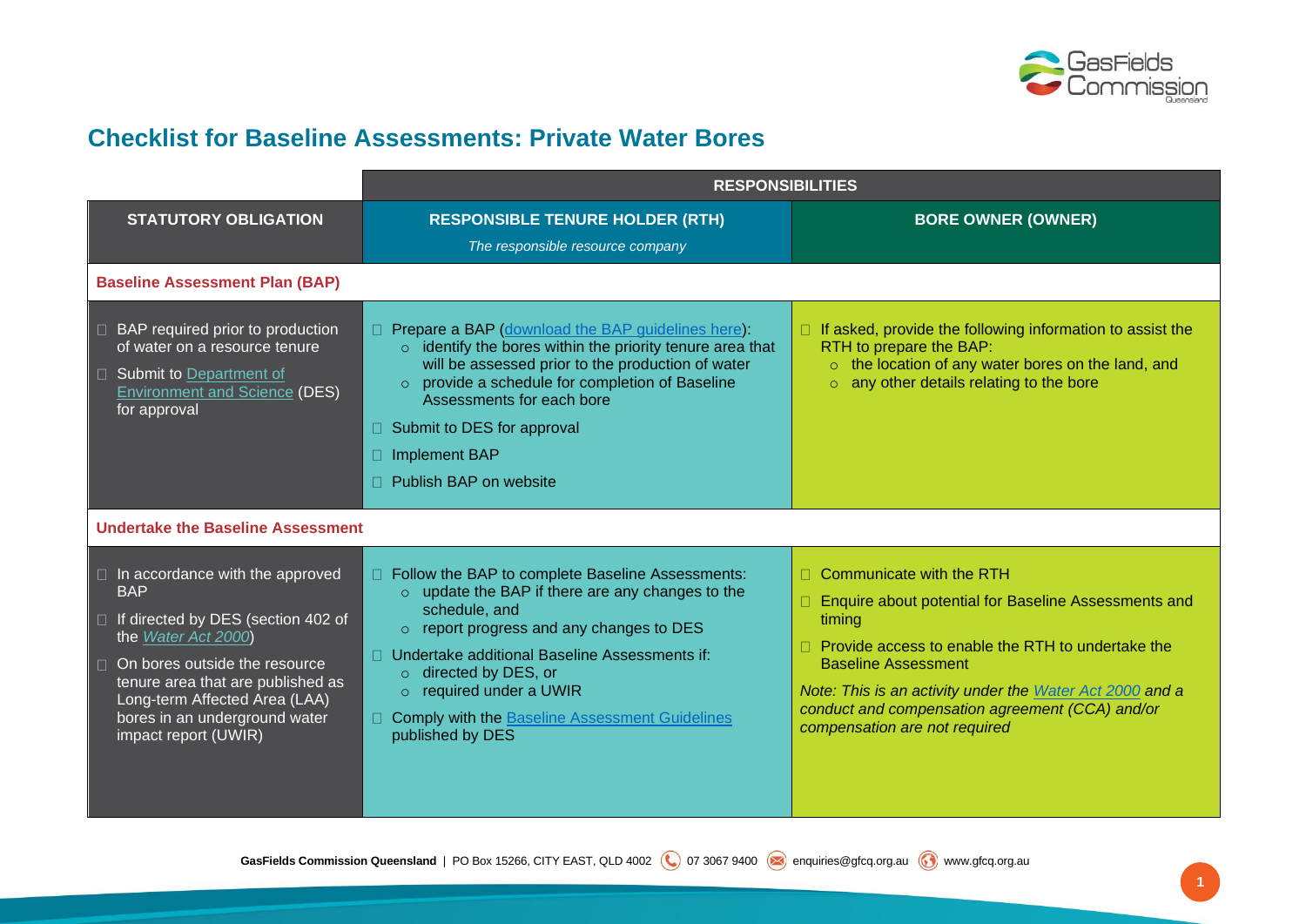# Checklist for Baseline Assessments: Private Water Bores

| | RESPONSIBILITIES | |
|---|---|---|
| **STATUTORY OBLIGATION** | **RESPONSIBLE TENURE HOLDER (RTH)**<br>*The responsible resource company* | **BORE OWNER (OWNER)** |
| **Baseline Assessment Plan (BAP)** | | |
| ☐ BAP required prior to production of water on a resource tenure<br>☐ Submit to Department of Environment and Science (DES) for approval | ☐ Prepare a BAP (download the BAP guidelines here):<br>○ identify the bores within the priority tenure area that will be assessed prior to the production of water<br>○ provide a schedule for completion of Baseline Assessments for each bore<br>☐ Submit to DES for approval<br>☐ Implement BAP<br>☐ Publish BAP on website | ☐ If asked, provide the following information to assist the RTH to prepare the BAP:<br>○ the location of any water bores on the land, and<br>○ any other details relating to the bore |
| **Undertake the Baseline Assessment** | | |
| ☐ In accordance with the approved BAP<br>☐ If directed by DES (section 402 of the *Water Act 2000*)<br>☐ On bores outside the resource tenure area that are published as Long-term Affected Area (LAA) bores in an underground water impact report (UWIR) | ☐ Follow the BAP to complete Baseline Assessments:<br>○ update the BAP if there are any changes to the schedule, and<br>○ report progress and any changes to DES<br>☐ Undertake additional Baseline Assessments if:<br>○ directed by DES, or<br>○ required under a UWIR<br>☐ Comply with the Baseline Assessment Guidelines published by DES | ☐ Communicate with the RTH<br>☐ Enquire about potential for Baseline Assessments and timing<br>☐ Provide access to enable the RTH to undertake the Baseline Assessment<br>*Note: This is an activity under the Water Act 2000 and a conduct and compensation agreement (CCA) and/or compensation are not required* |

**GasFields Commission Queensland** | PO Box 15266, CITY EAST, QLD 4002 07 3067 9400 enquiries@gfcq.org.au www.gfcq.org.au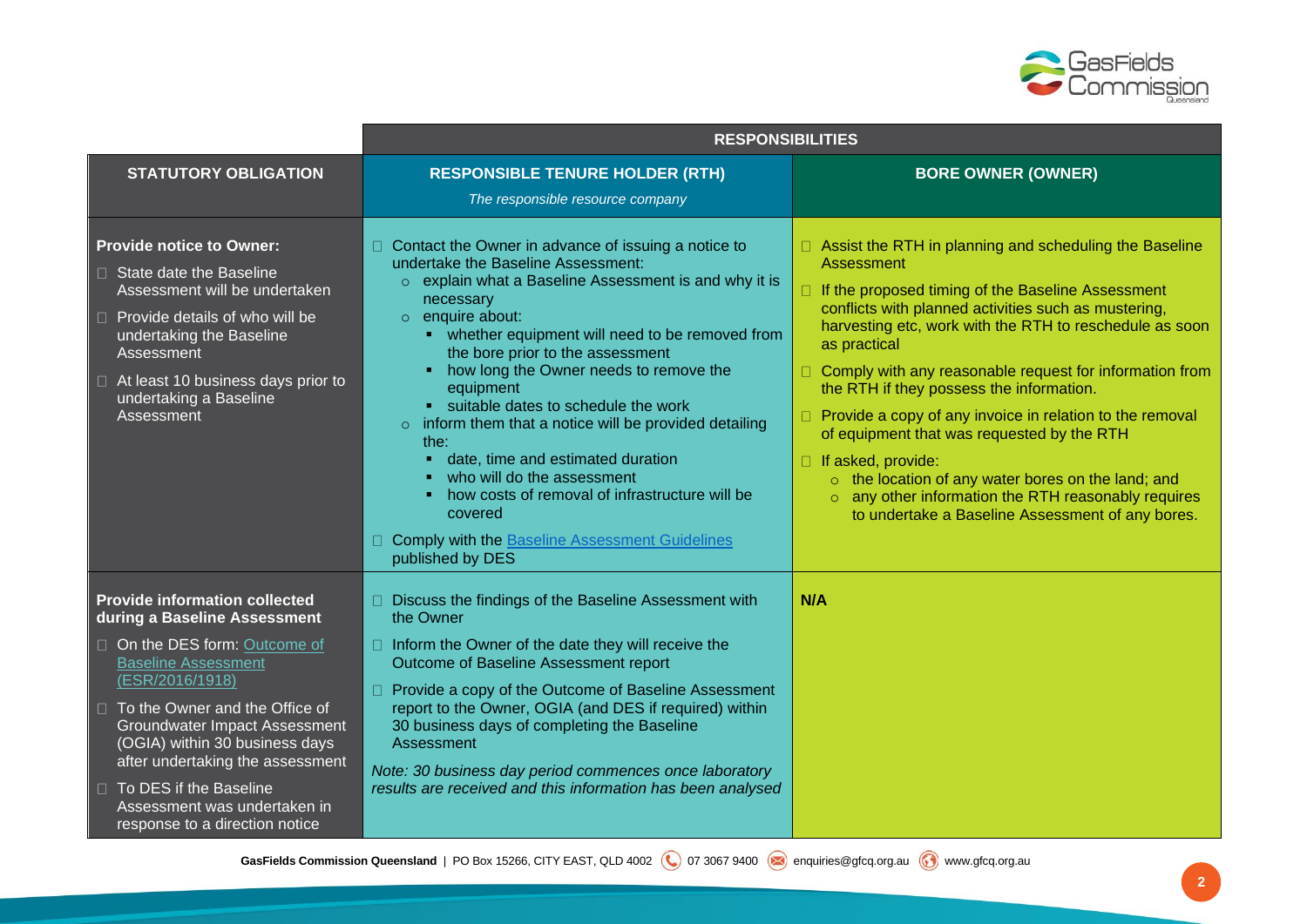| STATUTORY OBLIGATION | RESPONSIBILITIES | |
|---|---|---|
| | **RESPONSIBLE TENURE HOLDER (RTH)** *The responsible resource company* | **BORE OWNER (OWNER)** |
| **Provide notice to Owner:** <br> - State date the Baseline Assessment will be undertaken <br> - Provide details of who will be undertaking the Baseline Assessment <br> - At least 10 business days prior to undertaking a Baseline Assessment | - Contact the Owner in advance of issuing a notice to undertake the Baseline Assessment: <br> &nbsp;&nbsp;o explain what a Baseline Assessment is and why it is necessary <br> &nbsp;&nbsp;o enquire about: <br> &nbsp;&nbsp;&nbsp;&nbsp;▪ whether equipment will need to be removed from the bore prior to the assessment <br> &nbsp;&nbsp;&nbsp;&nbsp;▪ how long the Owner needs to remove the equipment <br> &nbsp;&nbsp;&nbsp;&nbsp;▪ suitable dates to schedule the work <br> &nbsp;&nbsp;o inform them that a notice will be provided detailing the: <br> &nbsp;&nbsp;&nbsp;&nbsp;▪ date, time and estimated duration <br> &nbsp;&nbsp;&nbsp;&nbsp;▪ who will do the assessment <br> &nbsp;&nbsp;&nbsp;&nbsp;▪ how costs of removal of infrastructure will be covered <br> - Comply with the Baseline Assessment Guidelines published by DES | - Assist the RTH in planning and scheduling the Baseline Assessment <br> - If the proposed timing of the Baseline Assessment conflicts with planned activities such as mustering, harvesting etc, work with the RTH to reschedule as soon as practical <br> - Comply with any reasonable request for information from the RTH if they possess the information. <br> - Provide a copy of any invoice in relation to the removal of equipment that was requested by the RTH <br> - If asked, provide: <br> &nbsp;&nbsp;o the location of any water bores on the land; and <br> &nbsp;&nbsp;o any other information the RTH reasonably requires to undertake a Baseline Assessment of any bores. |
| **Provide information collected during a Baseline Assessment** <br> - On the DES form: Outcome of Baseline Assessment (ESR/2016/1918) <br> - To the Owner and the Office of Groundwater Impact Assessment (OGIA) within 30 business days after undertaking the assessment <br> - To DES if the Baseline Assessment was undertaken in response to a direction notice | - Discuss the findings of the Baseline Assessment with the Owner <br> - Inform the Owner of the date they will receive the Outcome of Baseline Assessment report <br> - Provide a copy of the Outcome of Baseline Assessment report to the Owner, OGIA (and DES if required) within 30 business days of completing the Baseline Assessment <br> *Note: 30 business day period commences once laboratory results are received and this information has been analysed* | **N/A** |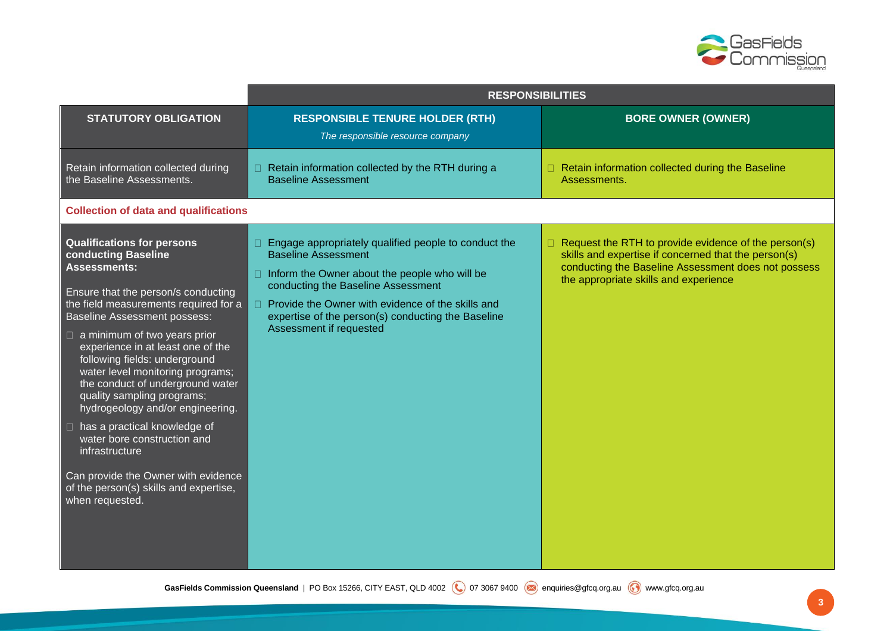| | RESPONSIBILITIES | |
|---|---|---|
| **STATUTORY OBLIGATION** | **RESPONSIBLE TENURE HOLDER (RTH)**<br>*The responsible resource company* | **BORE OWNER (OWNER)** |
| Retain information collected during the Baseline Assessments. | - Retain information collected by the RTH during a Baseline Assessment | - Retain information collected during the Baseline Assessments. |
| **Collection of data and qualifications** | | |
| **Qualifications for persons conducting Baseline Assessments:**<br><br>Ensure that the person/s conducting the field measurements required for a Baseline Assessment possess:<br>- a minimum of two years prior experience in at least one of the following fields: underground water level monitoring programs; the conduct of underground water quality sampling programs; hydrogeology and/or engineering.<br>- has a practical knowledge of water bore construction and infrastructure<br><br>Can provide the Owner with evidence of the person(s) skills and expertise, when requested. | - Engage appropriately qualified people to conduct the Baseline Assessment<br>- Inform the Owner about the people who will be conducting the Baseline Assessment<br>- Provide the Owner with evidence of the skills and expertise of the person(s) conducting the Baseline Assessment if requested | - Request the RTH to provide evidence of the person(s) skills and expertise if concerned that the person(s) conducting the Baseline Assessment does not possess the appropriate skills and experience |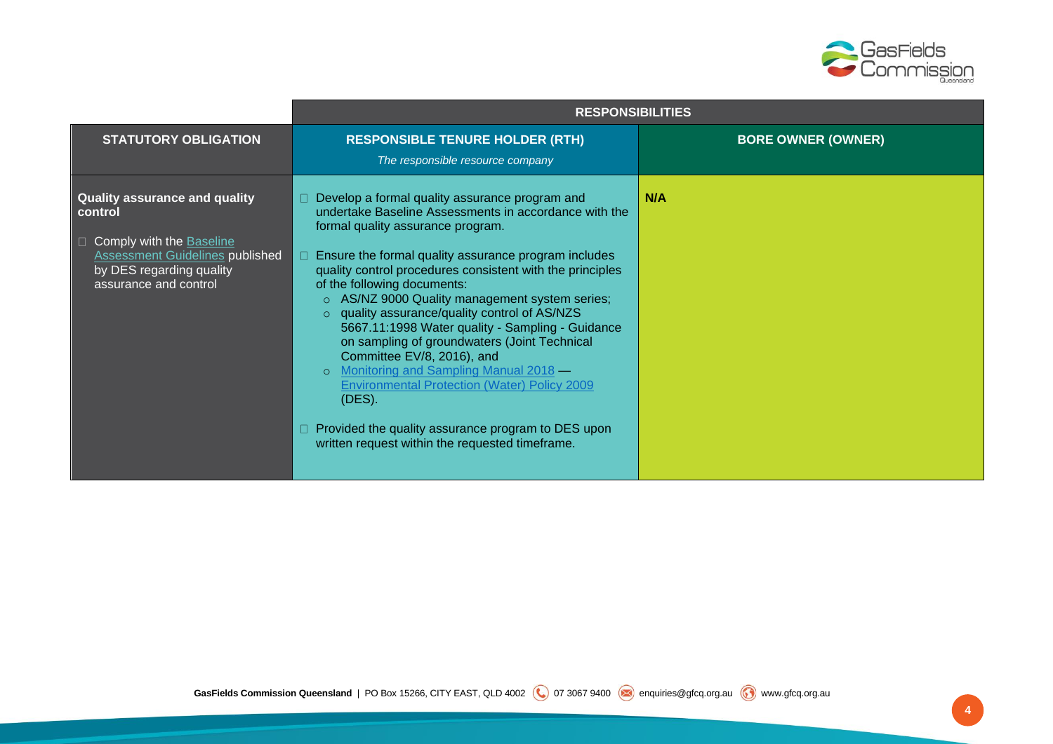| | RESPONSIBILITIES | |
|---|---|---|
| **STATUTORY OBLIGATION** | **RESPONSIBLE TENURE HOLDER (RTH)**<br>*The responsible resource company* | **BORE OWNER (OWNER)** |
| **Quality assurance and quality control**<br><br>- Comply with the Baseline Assessment Guidelines published by DES regarding quality assurance and control | - Develop a formal quality assurance program and undertake Baseline Assessments in accordance with the formal quality assurance program.<br><br>- Ensure the formal quality assurance program includes quality control procedures consistent with the principles of the following documents:<br>  - AS/NZ 9000 Quality management system series;<br>  - quality assurance/quality control of AS/NZS 5667.11:1998 Water quality - Sampling - Guidance on sampling of groundwaters (Joint Technical Committee EV/8, 2016), and<br>  - Monitoring and Sampling Manual 2018 — Environmental Protection (Water) Policy 2009 (DES).<br><br>- Provided the quality assurance program to DES upon written request within the requested timeframe. | **N/A** |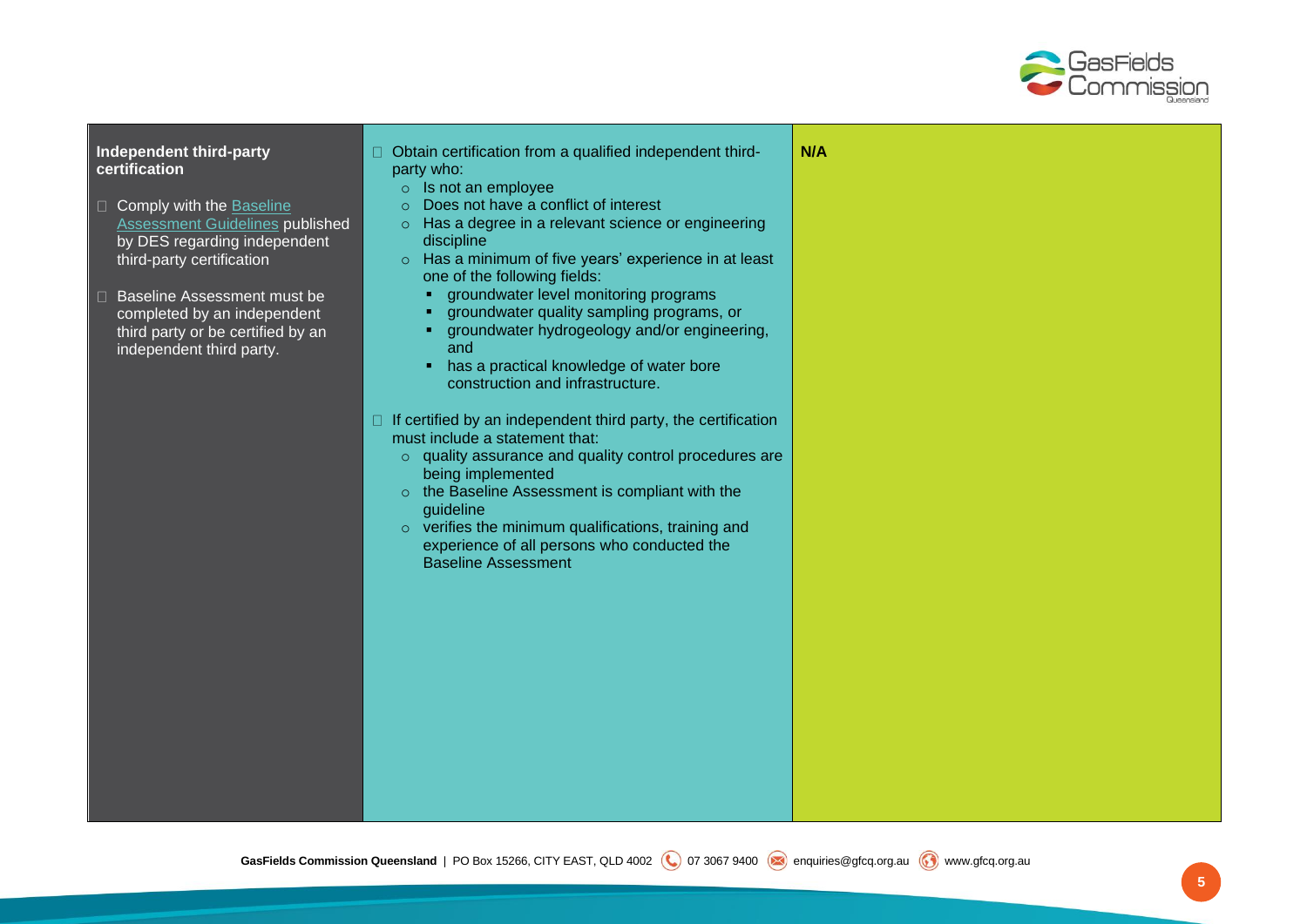| | | |
|---|---|---|
| **Independent third-party certification**<br><br>☐ Comply with the Baseline Assessment Guidelines published by DES regarding independent third-party certification<br><br>☐ Baseline Assessment must be completed by an independent third party or be certified by an independent third party. | ☐ Obtain certification from a qualified independent third-party who:<br>○ Is not an employee<br>○ Does not have a conflict of interest<br>○ Has a degree in a relevant science or engineering discipline<br>○ Has a minimum of five years' experience in at least one of the following fields:<br>▪ groundwater level monitoring programs<br>▪ groundwater quality sampling programs, or<br>▪ groundwater hydrogeology and/or engineering, and<br>▪ has a practical knowledge of water bore construction and infrastructure.<br><br>☐ If certified by an independent third party, the certification must include a statement that:<br>○ quality assurance and quality control procedures are being implemented<br>○ the Baseline Assessment is compliant with the guideline<br>○ verifies the minimum qualifications, training and experience of all persons who conducted the Baseline Assessment | **N/A** |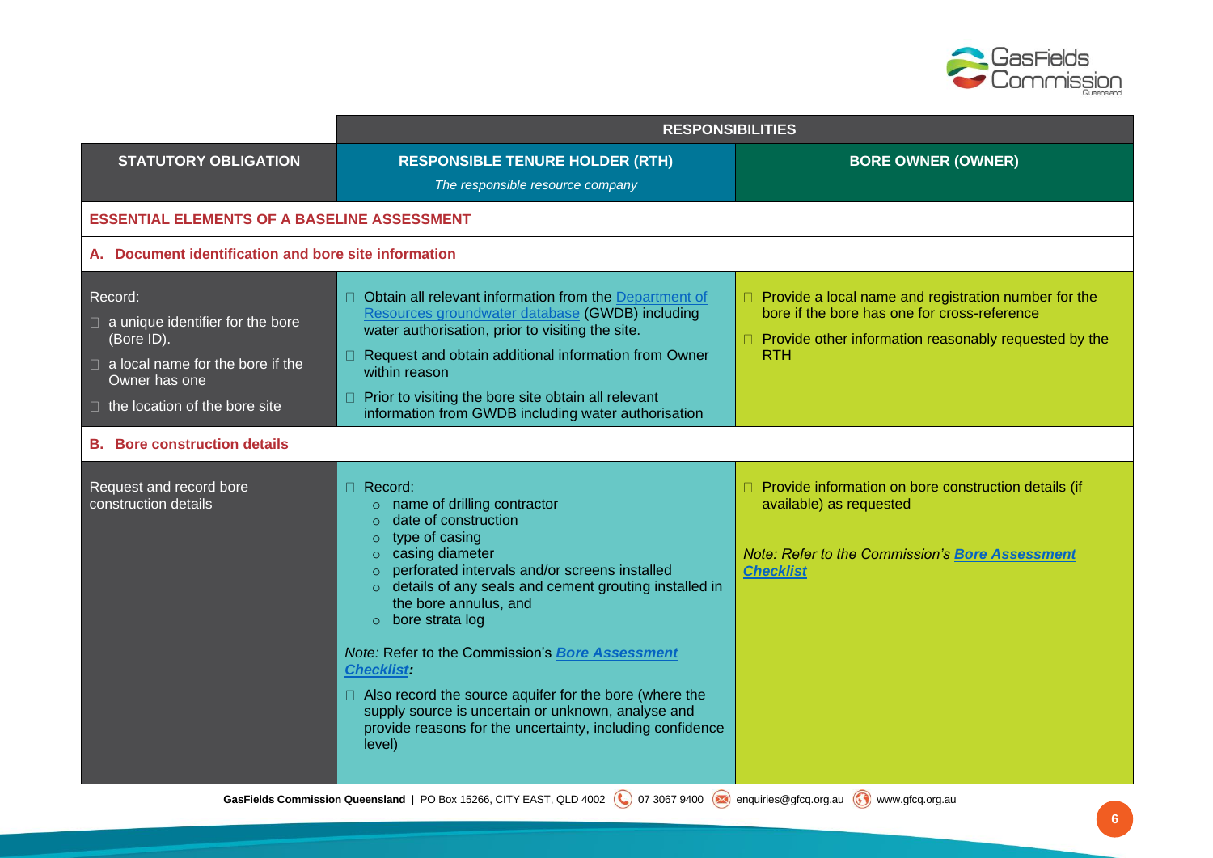| STATUTORY OBLIGATION | RESPONSIBILITIES | |
|---|---|---|
| | **RESPONSIBLE TENURE HOLDER (RTH)**<br>*The responsible resource company* | **BORE OWNER (OWNER)** |
| **ESSENTIAL ELEMENTS OF A BASELINE ASSESSMENT** | | |
| **A. Document identification and bore site information** | | |
| Record:<br>- a unique identifier for the bore (Bore ID).<br>- a local name for the bore if the Owner has one<br>- the location of the bore site | - Obtain all relevant information from the Department of Resources groundwater database (GWDB) including water authorisation, prior to visiting the site.<br>- Request and obtain additional information from Owner within reason<br>- Prior to visiting the bore site obtain all relevant information from GWDB including water authorisation | - Provide a local name and registration number for the bore if the bore has one for cross-reference<br>- Provide other information reasonably requested by the RTH |
| **B. Bore construction details** | | |
| Request and record bore construction details | - Record:<br>  - name of drilling contractor<br>  - date of construction<br>  - type of casing<br>  - casing diameter<br>  - perforated intervals and/or screens installed<br>  - details of any seals and cement grouting installed in the bore annulus, and<br>  - bore strata log<br><br>*Note:* Refer to the Commission's ***Bore Assessment Checklist:***<br><br>- Also record the source aquifer for the bore (where the supply source is uncertain or unknown, analyse and provide reasons for the uncertainty, including confidence level) | - Provide information on bore construction details (if available) as requested<br><br>*Note: Refer to the Commission's **Bore Assessment Checklist*** |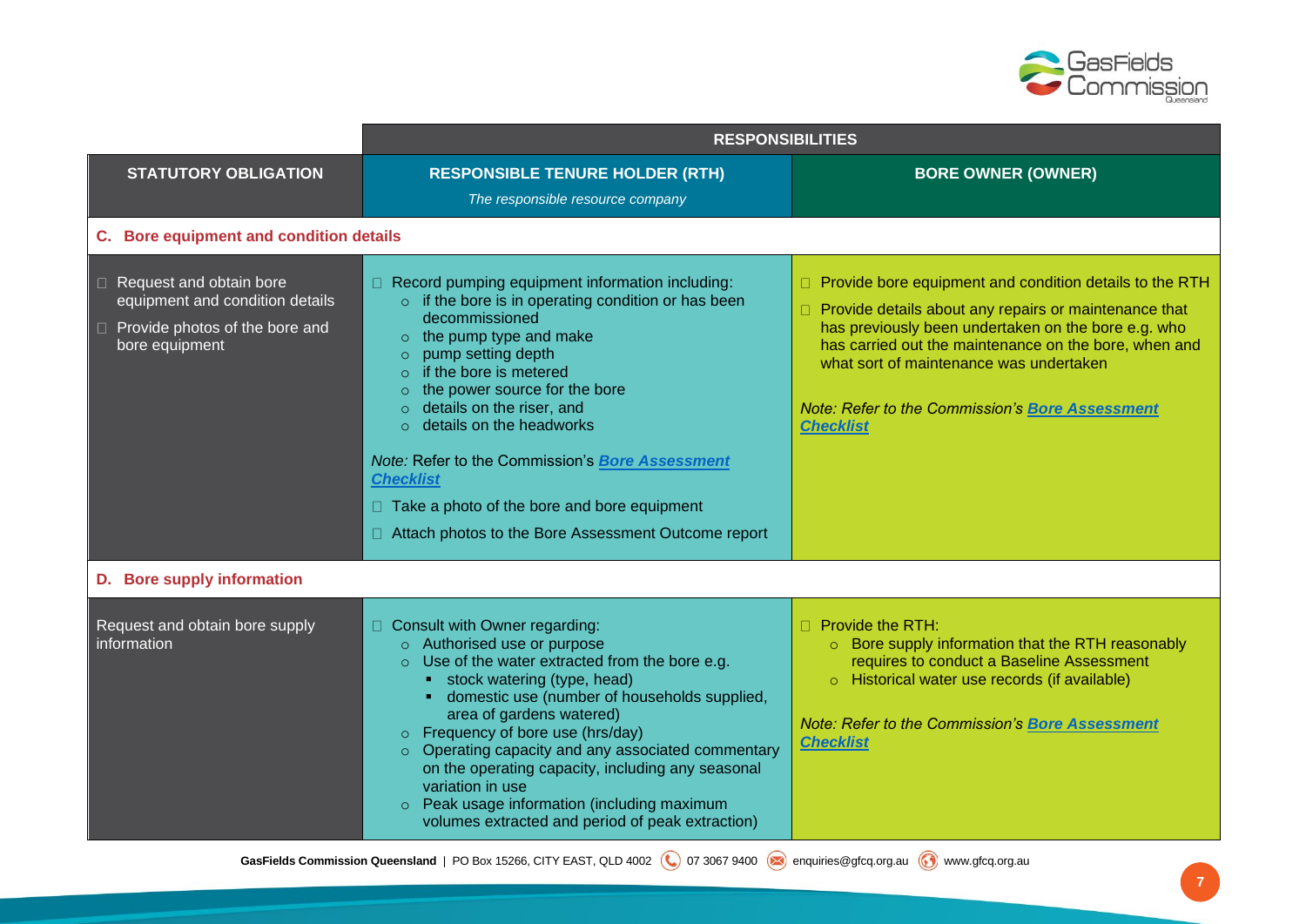| | RESPONSIBILITIES | |
|---|---|---|
| **STATUTORY OBLIGATION** | **RESPONSIBLE TENURE HOLDER (RTH)**<br>*The responsible resource company* | **BORE OWNER (OWNER)** |
| **C. Bore equipment and condition details** | | |
| ☐ Request and obtain bore equipment and condition details<br>☐ Provide photos of the bore and bore equipment | ☐ Record pumping equipment information including:<br>○ if the bore is in operating condition or has been decommissioned<br>○ the pump type and make<br>○ pump setting depth<br>○ if the bore is metered<br>○ the power source for the bore<br>○ details on the riser, and<br>○ details on the headworks<br><br>*Note:* Refer to the Commission's ***Bore Assessment Checklist***<br><br>☐ Take a photo of the bore and bore equipment<br>☐ Attach photos to the Bore Assessment Outcome report | ☐ Provide bore equipment and condition details to the RTH<br>☐ Provide details about any repairs or maintenance that has previously been undertaken on the bore e.g. who has carried out the maintenance on the bore, when and what sort of maintenance was undertaken<br><br>*Note: Refer to the Commission's **Bore Assessment Checklist*** |
| **D. Bore supply information** | | |
| Request and obtain bore supply information | ☐ Consult with Owner regarding:<br>○ Authorised use or purpose<br>○ Use of the water extracted from the bore e.g.<br>▪ stock watering (type, head)<br>▪ domestic use (number of households supplied, area of gardens watered)<br>○ Frequency of bore use (hrs/day)<br>○ Operating capacity and any associated commentary on the operating capacity, including any seasonal variation in use<br>○ Peak usage information (including maximum volumes extracted and period of peak extraction) | ☐ Provide the RTH:<br>○ Bore supply information that the RTH reasonably requires to conduct a Baseline Assessment<br>○ Historical water use records (if available)<br><br>*Note: Refer to the Commission's **Bore Assessment Checklist*** |

**GasFields Commission Queensland** | PO Box 15266, CITY EAST, QLD 4002 | 07 3067 9400 | enquiries@gfcq.org.au | www.gfcq.org.au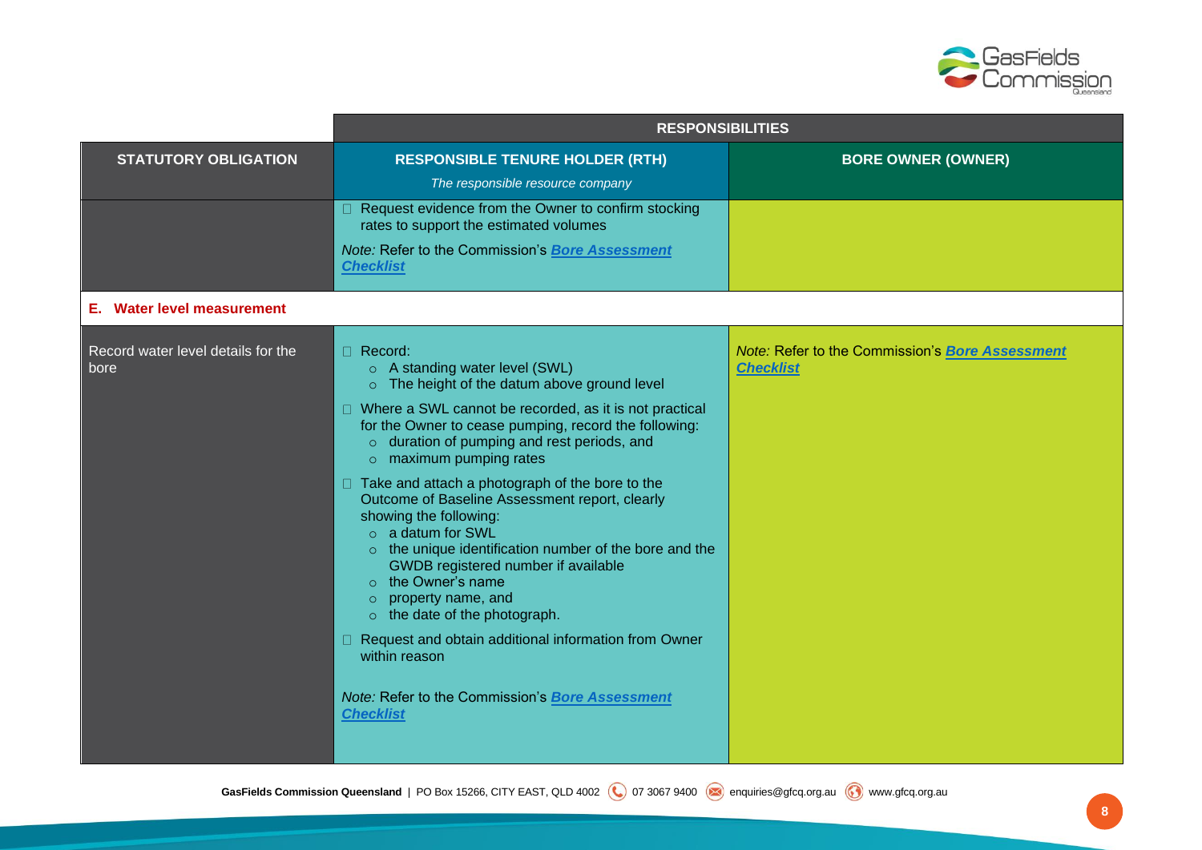| | RESPONSIBILITIES | |
|---|---|---|
| **STATUTORY OBLIGATION** | **RESPONSIBLE TENURE HOLDER (RTH)**<br>*The responsible resource company* | **BORE OWNER (OWNER)** |
| | ☐ Request evidence from the Owner to confirm stocking rates to support the estimated volumes<br><br>*Note:* Refer to the Commission's ***Bore Assessment Checklist*** | |
| **E. Water level measurement** | | |
| Record water level details for the bore | ☐ Record:<br>○ A standing water level (SWL)<br>○ The height of the datum above ground level<br><br>☐ Where a SWL cannot be recorded, as it is not practical for the Owner to cease pumping, record the following:<br>○ duration of pumping and rest periods, and<br>○ maximum pumping rates<br><br>☐ Take and attach a photograph of the bore to the Outcome of Baseline Assessment report, clearly showing the following:<br>○ a datum for SWL<br>○ the unique identification number of the bore and the GWDB registered number if available<br>○ the Owner's name<br>○ property name, and<br>○ the date of the photograph.<br><br>☐ Request and obtain additional information from Owner within reason<br><br>*Note:* Refer to the Commission's ***Bore Assessment Checklist*** | *Note:* Refer to the Commission's ***Bore Assessment Checklist*** |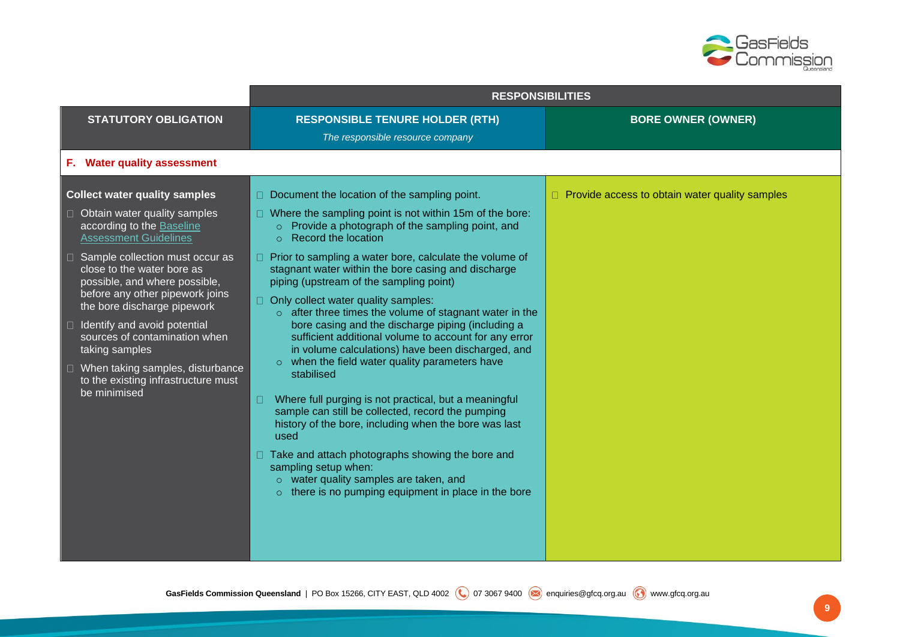| | RESPONSIBILITIES | |
|---|---|---|
| **STATUTORY OBLIGATION** | **RESPONSIBLE TENURE HOLDER (RTH)** *The responsible resource company* | **BORE OWNER (OWNER)** |
| **F. Water quality assessment** | | |
| **Collect water quality samples**<br>☐ Obtain water quality samples according to the Baseline Assessment Guidelines<br>☐ Sample collection must occur as close to the water bore as possible, and where possible, before any other pipework joins the bore discharge pipework<br>☐ Identify and avoid potential sources of contamination when taking samples<br>☐ When taking samples, disturbance to the existing infrastructure must be minimised | ☐ Document the location of the sampling point.<br>☐ Where the sampling point is not within 15m of the bore:<br>&nbsp;&nbsp;○ Provide a photograph of the sampling point, and<br>&nbsp;&nbsp;○ Record the location<br>☐ Prior to sampling a water bore, calculate the volume of stagnant water within the bore casing and discharge piping (upstream of the sampling point)<br>☐ Only collect water quality samples:<br>&nbsp;&nbsp;○ after three times the volume of stagnant water in the bore casing and the discharge piping (including a sufficient additional volume to account for any error in volume calculations) have been discharged, and<br>&nbsp;&nbsp;○ when the field water quality parameters have stabilised<br>☐ Where full purging is not practical, but a meaningful sample can still be collected, record the pumping history of the bore, including when the bore was last used<br>☐ Take and attach photographs showing the bore and sampling setup when:<br>&nbsp;&nbsp;○ water quality samples are taken, and<br>&nbsp;&nbsp;○ there is no pumping equipment in place in the bore | ☐ Provide access to obtain water quality samples |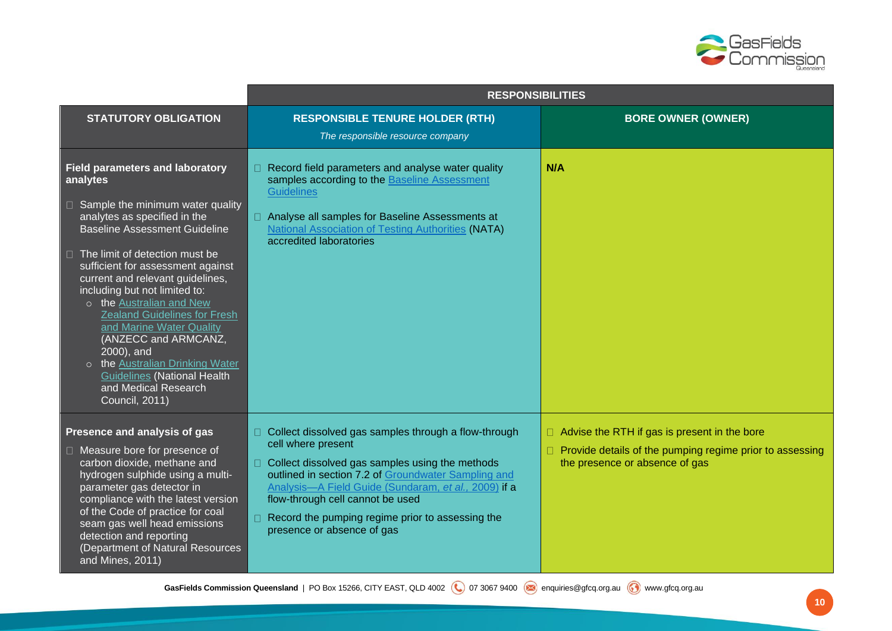| | RESPONSIBILITIES | |
|---|---|---|
| **STATUTORY OBLIGATION** | **RESPONSIBLE TENURE HOLDER (RTH)**<br>*The responsible resource company* | **BORE OWNER (OWNER)** |
| **Field parameters and laboratory analytes**<br><br>- Sample the minimum water quality analytes as specified in the Baseline Assessment Guideline<br>- The limit of detection must be sufficient for assessment against current and relevant guidelines, including but not limited to:<br>  - the Australian and New Zealand Guidelines for Fresh and Marine Water Quality (ANZECC and ARMCANZ, 2000), and<br>  - the Australian Drinking Water Guidelines (National Health and Medical Research Council, 2011) | - Record field parameters and analyse water quality samples according to the Baseline Assessment Guidelines<br>- Analyse all samples for Baseline Assessments at National Association of Testing Authorities (NATA) accredited laboratories | **N/A** |
| **Presence and analysis of gas**<br><br>- Measure bore for presence of carbon dioxide, methane and hydrogen sulphide using a multi-parameter gas detector in compliance with the latest version of the Code of practice for coal seam gas well head emissions detection and reporting (Department of Natural Resources and Mines, 2011) | - Collect dissolved gas samples through a flow-through cell where present<br>- Collect dissolved gas samples using the methods outlined in section 7.2 of Groundwater Sampling and Analysis—A Field Guide (Sundaram, *et al.*, 2009) if a flow-through cell cannot be used<br>- Record the pumping regime prior to assessing the presence or absence of gas | - Advise the RTH if gas is present in the bore<br>- Provide details of the pumping regime prior to assessing the presence or absence of gas |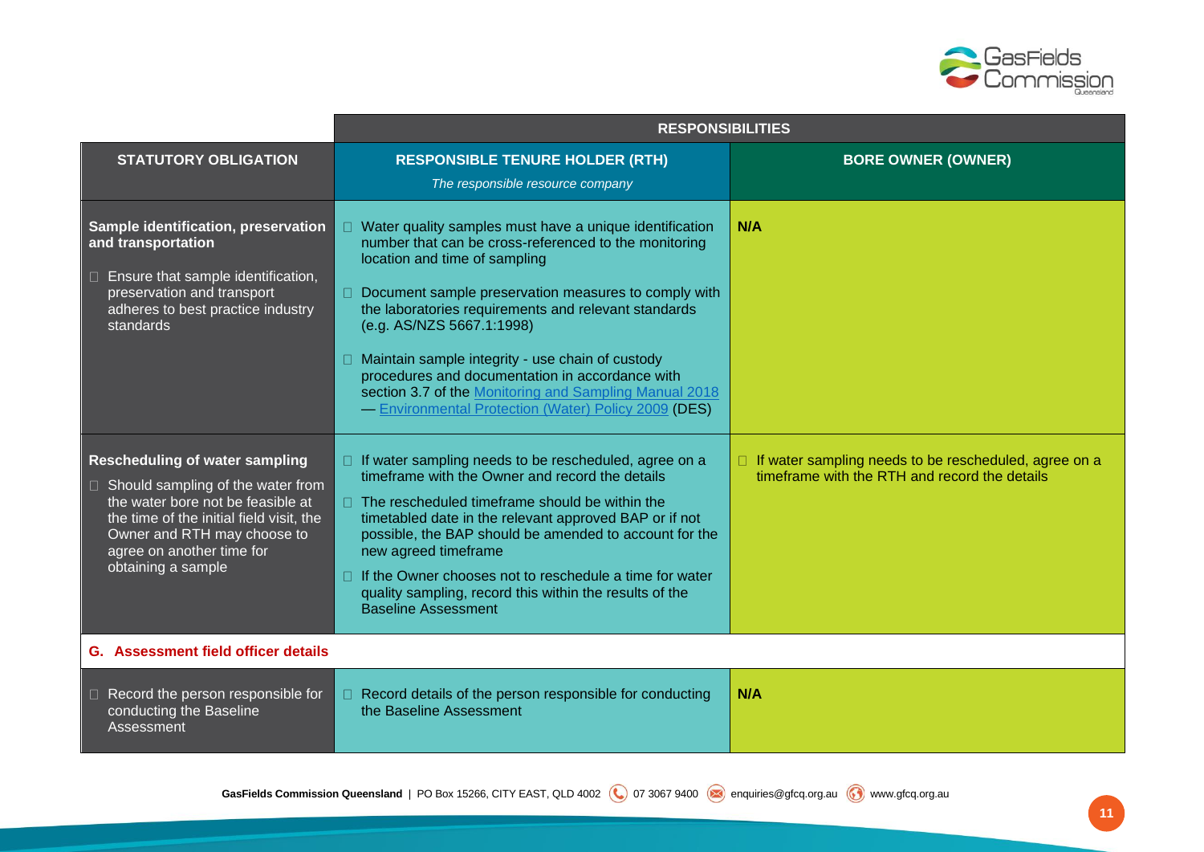| | RESPONSIBILITIES | |
|---|---|---|
| **STATUTORY OBLIGATION** | **RESPONSIBLE TENURE HOLDER (RTH)**<br>*The responsible resource company* | **BORE OWNER (OWNER)** |
| **Sample identification, preservation and transportation**<br>- Ensure that sample identification, preservation and transport adheres to best practice industry standards | - Water quality samples must have a unique identification number that can be cross-referenced to the monitoring location and time of sampling<br>- Document sample preservation measures to comply with the laboratories requirements and relevant standards (e.g. AS/NZS 5667.1:1998)<br>- Maintain sample integrity - use chain of custody procedures and documentation in accordance with section 3.7 of the Monitoring and Sampling Manual 2018 — Environmental Protection (Water) Policy 2009 (DES) | **N/A** |
| **Rescheduling of water sampling**<br>- Should sampling of the water from the water bore not be feasible at the time of the initial field visit, the Owner and RTH may choose to agree on another time for obtaining a sample | - If water sampling needs to be rescheduled, agree on a timeframe with the Owner and record the details<br>- The rescheduled timeframe should be within the timetabled date in the relevant approved BAP or if not possible, the BAP should be amended to account for the new agreed timeframe<br>- If the Owner chooses not to reschedule a time for water quality sampling, record this within the results of the Baseline Assessment | - If water sampling needs to be rescheduled, agree on a timeframe with the RTH and record the details |
| **G. Assessment field officer details** | | |
| - Record the person responsible for conducting the Baseline Assessment | - Record details of the person responsible for conducting the Baseline Assessment | **N/A** |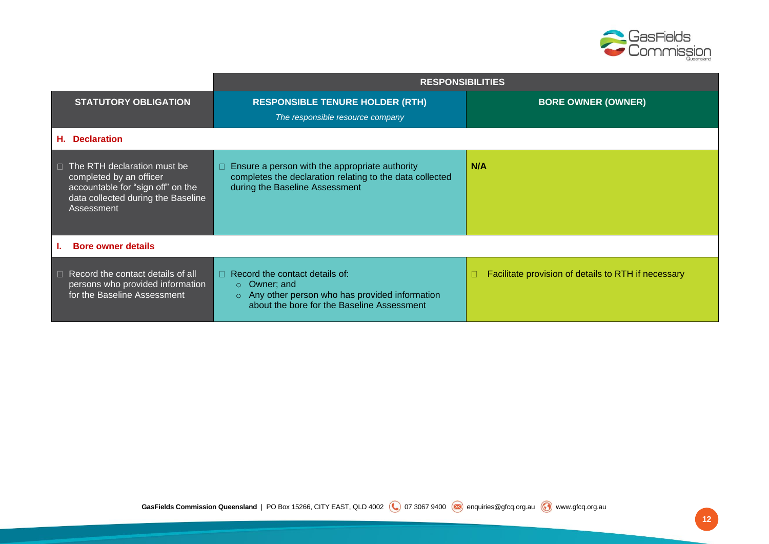| | RESPONSIBILITIES | |
|---|---|---|
| **STATUTORY OBLIGATION** | **RESPONSIBLE TENURE HOLDER (RTH)** *The responsible resource company* | **BORE OWNER (OWNER)** |
| **H. Declaration** | | |
| The RTH declaration must be completed by an officer accountable for "sign off" on the data collected during the Baseline Assessment | Ensure a person with the appropriate authority completes the declaration relating to the data collected during the Baseline Assessment | **N/A** |
| **I. Bore owner details** | | |
| Record the contact details of all persons who provided information for the Baseline Assessment | Record the contact details of:<br>o Owner; and<br>o Any other person who has provided information about the bore for the Baseline Assessment | Facilitate provision of details to RTH if necessary |